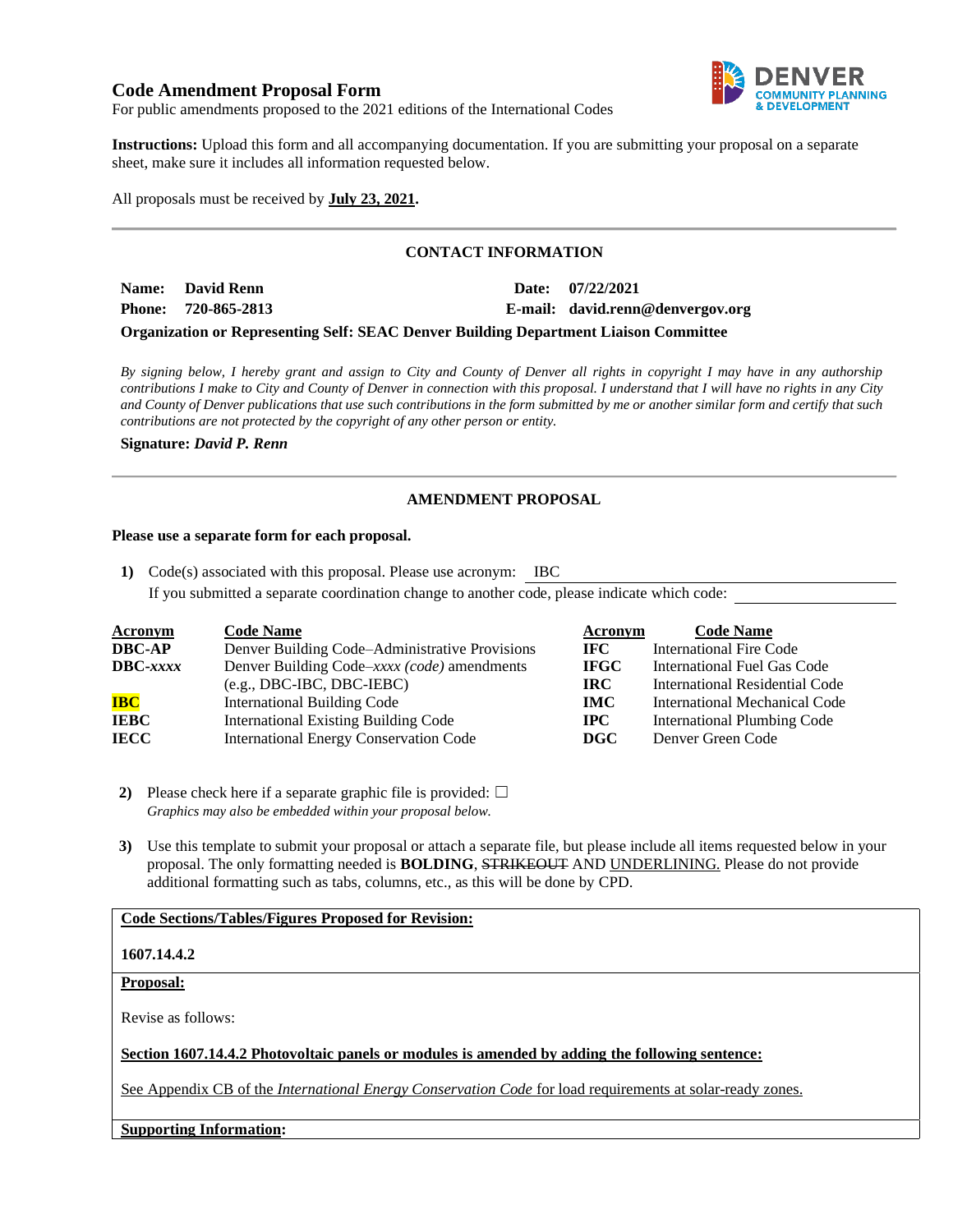# Code Amendment Proposal Form

For public amendments proposed to the 2021 editions of the International Codes

**Instructions:** Upload this form and all accompanying documentation. If you are submitting your proposal on a separate sheet, make sure it includes all information requested below.

All proposals must be received by **July 23, 2021.**

---

## CONTACT INFORMATION

**Name:** **David Renn** **Date:** **07/22/2021**

**Phone:** **720-865-2813** **E-mail:** **david.renn@denvergov.org**

**Organization or Representing Self: SEAC Denver Building Department Liaison Committee**

*By signing below, I hereby grant and assign to City and County of Denver all rights in copyright I may have in any authorship contributions I make to City and County of Denver in connection with this proposal. I understand that I will have no rights in any City and County of Denver publications that use such contributions in the form submitted by me or another similar form and certify that such contributions are not protected by the copyright of any other person or entity.*

**Signature:** ***David P. Renn***

---

## AMENDMENT PROPOSAL

**Please use a separate form for each proposal.**

**1)** Code(s) associated with this proposal. Please use acronym: IBC

If you submitted a separate coordination change to another code, please indicate which code:

| Acronym | Code Name | Acronym | Code Name |
|---|---|---|---|
| **DBC-AP** | Denver Building Code–Administrative Provisions | **IFC** | International Fire Code |
| **DBC-*xxxx*** | Denver Building Code–*xxxx (code)* amendments (e.g., DBC-IBC, DBC-IEBC) | **IFGC** | International Fuel Gas Code |
| **IBC** | International Building Code | **IRC** | International Residential Code |
| **IEBC** | International Existing Building Code | **IMC** | International Mechanical Code |
| **IECC** | International Energy Conservation Code | **IPC** | International Plumbing Code |
| | | **DGC** | Denver Green Code |

**2)** Please check here if a separate graphic file is provided: ☐

*Graphics may also be embedded within your proposal below.*

**3)** Use this template to submit your proposal or attach a separate file, but please include all items requested below in your proposal. The only formatting needed is **BOLDING**, ~~STRIKEOUT~~ AND <u>UNDERLINING.</u> Please do not provide additional formatting such as tabs, columns, etc., as this will be done by CPD.

**<u>Code Sections/Tables/Figures Proposed for Revision:</u>**

**1607.14.4.2**

**<u>Proposal:</u>**

Revise as follows:

**<u>Section 1607.14.4.2 Photovoltaic panels or modules is amended by adding the following sentence:</u>**

<u>See Appendix CB of the *International Energy Conservation Code* for load requirements at solar-ready zones.</u>

**<u>Supporting Information</u>:**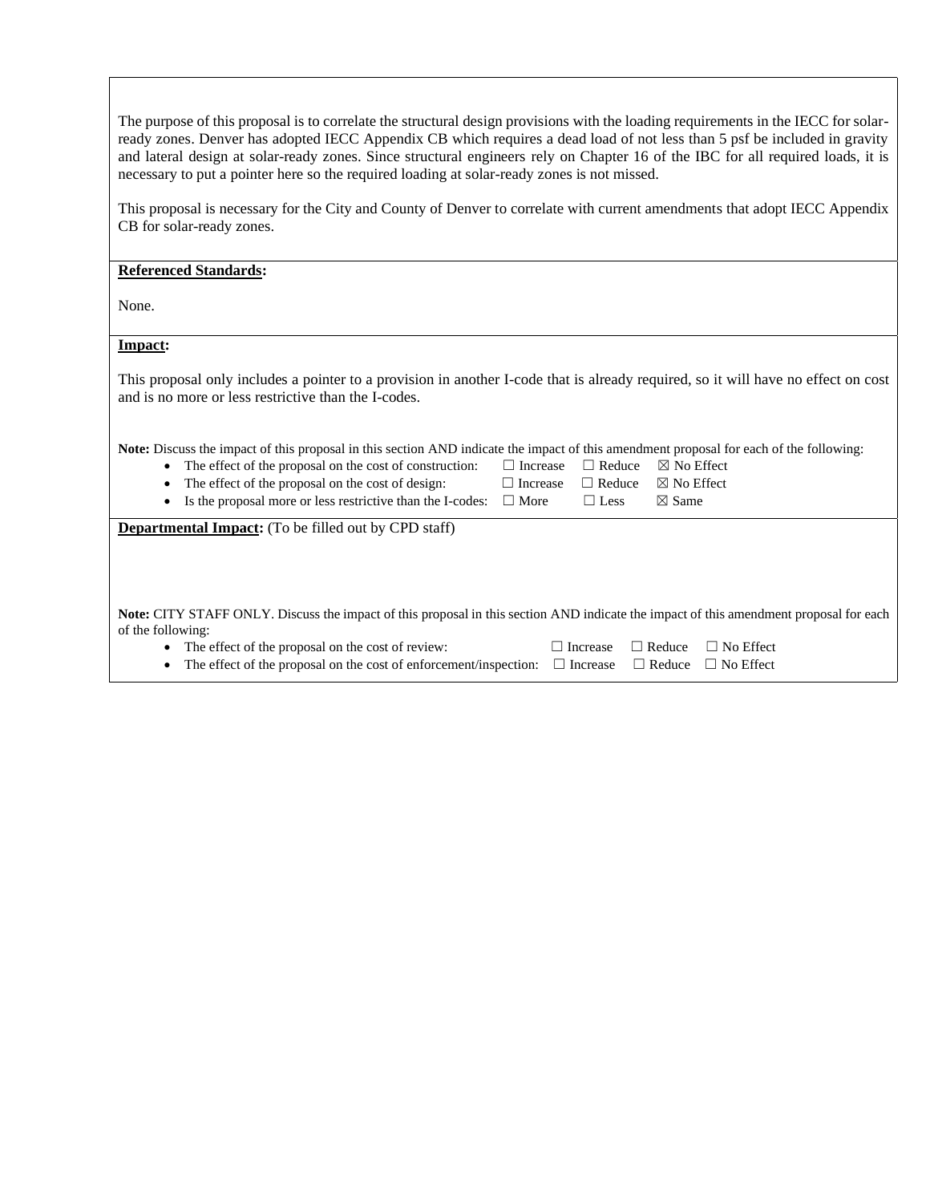The purpose of this proposal is to correlate the structural design provisions with the loading requirements in the IECC for solar-ready zones. Denver has adopted IECC Appendix CB which requires a dead load of not less than 5 psf be included in gravity and lateral design at solar-ready zones. Since structural engineers rely on Chapter 16 of the IBC for all required loads, it is necessary to put a pointer here so the required loading at solar-ready zones is not missed.

This proposal is necessary for the City and County of Denver to correlate with current amendments that adopt IECC Appendix CB for solar-ready zones.

**Referenced Standards:**

None.

**Impact:**

This proposal only includes a pointer to a provision in another I-code that is already required, so it will have no effect on cost and is no more or less restrictive than the I-codes.

**Note:** Discuss the impact of this proposal in this section AND indicate the impact of this amendment proposal for each of the following:

- The effect of the proposal on the cost of construction: ☐ Increase ☐ Reduce ☒ No Effect
- The effect of the proposal on the cost of design: ☐ Increase ☐ Reduce ☒ No Effect
- Is the proposal more or less restrictive than the I-codes: ☐ More ☐ Less ☒ Same

**Departmental Impact:** (To be filled out by CPD staff)

**Note:** CITY STAFF ONLY. Discuss the impact of this proposal in this section AND indicate the impact of this amendment proposal for each of the following:

- The effect of the proposal on the cost of review: ☐ Increase ☐ Reduce ☐ No Effect
- The effect of the proposal on the cost of enforcement/inspection: ☐ Increase ☐ Reduce ☐ No Effect